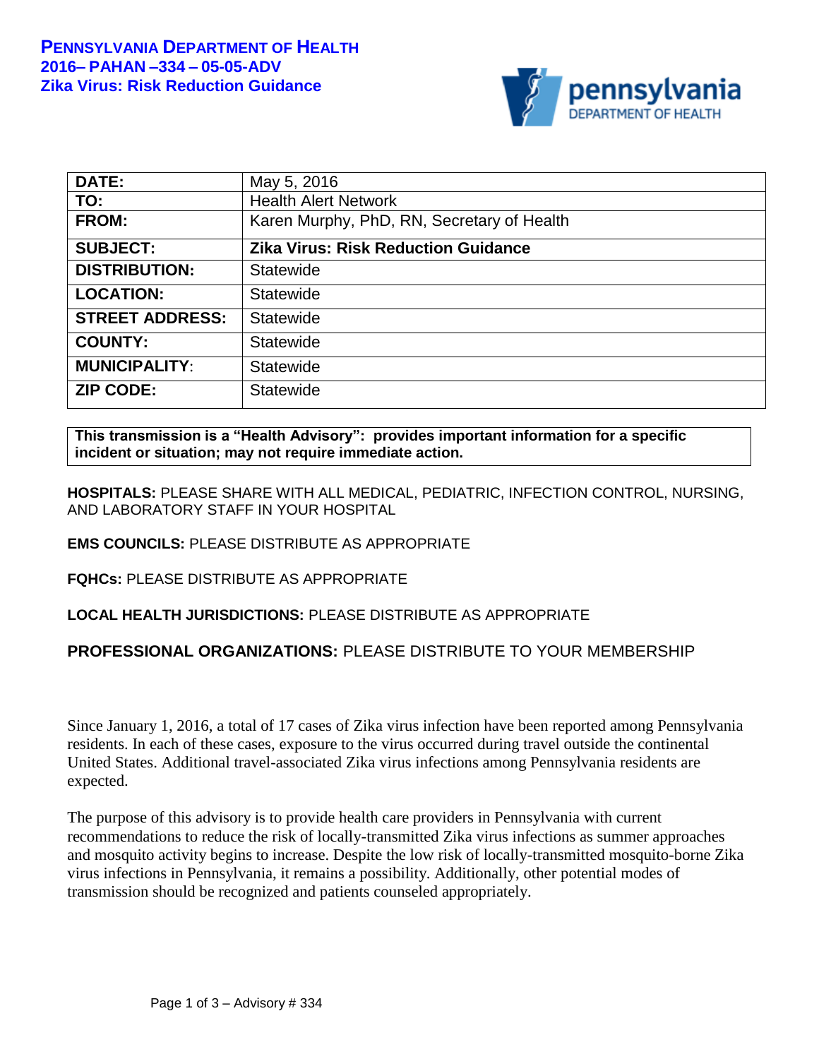**PENNSYLVANIA DEPARTMENT OF HEALTH**
**2016– PAHAN –334 – 05-05-ADV**
**Zika Virus: Risk Reduction Guidance**

| | |
|---|---|
| **DATE:** | May 5, 2016 |
| **TO:** | Health Alert Network |
| **FROM:** | Karen Murphy, PhD, RN, Secretary of Health |
| **SUBJECT:** | **Zika Virus: Risk Reduction Guidance** |
| **DISTRIBUTION:** | Statewide |
| **LOCATION:** | Statewide |
| **STREET ADDRESS:** | Statewide |
| **COUNTY:** | Statewide |
| **MUNICIPALITY:** | Statewide |
| **ZIP CODE:** | Statewide |

**This transmission is a "Health Advisory": provides important information for a specific incident or situation; may not require immediate action.**

**HOSPITALS:** PLEASE SHARE WITH ALL MEDICAL, PEDIATRIC, INFECTION CONTROL, NURSING, AND LABORATORY STAFF IN YOUR HOSPITAL

**EMS COUNCILS:** PLEASE DISTRIBUTE AS APPROPRIATE

**FQHCs:** PLEASE DISTRIBUTE AS APPROPRIATE

**LOCAL HEALTH JURISDICTIONS:** PLEASE DISTRIBUTE AS APPROPRIATE

**PROFESSIONAL ORGANIZATIONS:** PLEASE DISTRIBUTE TO YOUR MEMBERSHIP

Since January 1, 2016, a total of 17 cases of Zika virus infection have been reported among Pennsylvania residents. In each of these cases, exposure to the virus occurred during travel outside the continental United States. Additional travel-associated Zika virus infections among Pennsylvania residents are expected.

The purpose of this advisory is to provide health care providers in Pennsylvania with current recommendations to reduce the risk of locally-transmitted Zika virus infections as summer approaches and mosquito activity begins to increase. Despite the low risk of locally-transmitted mosquito-borne Zika virus infections in Pennsylvania, it remains a possibility. Additionally, other potential modes of transmission should be recognized and patients counseled appropriately.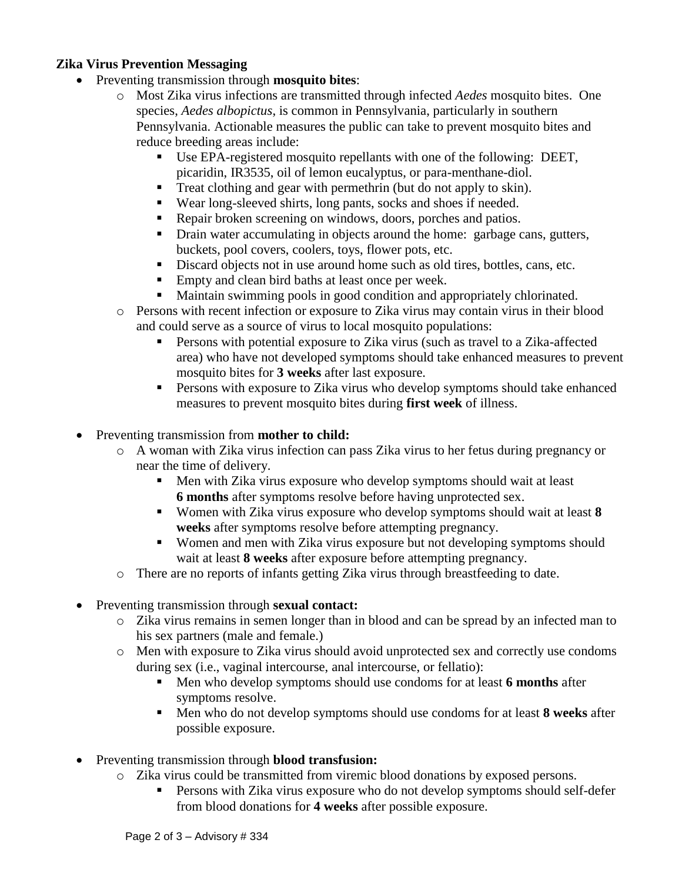**Zika Virus Prevention Messaging**

- Preventing transmission through **mosquito bites**:
    - Most Zika virus infections are transmitted through infected *Aedes* mosquito bites. One species, *Aedes albopictus*, is common in Pennsylvania, particularly in southern Pennsylvania. Actionable measures the public can take to prevent mosquito bites and reduce breeding areas include:
        - Use EPA-registered mosquito repellants with one of the following: DEET, picaridin, IR3535, oil of lemon eucalyptus, or para-menthane-diol.
        - Treat clothing and gear with permethrin (but do not apply to skin).
        - Wear long-sleeved shirts, long pants, socks and shoes if needed.
        - Repair broken screening on windows, doors, porches and patios.
        - Drain water accumulating in objects around the home: garbage cans, gutters, buckets, pool covers, coolers, toys, flower pots, etc.
        - Discard objects not in use around home such as old tires, bottles, cans, etc.
        - Empty and clean bird baths at least once per week.
        - Maintain swimming pools in good condition and appropriately chlorinated.
    - Persons with recent infection or exposure to Zika virus may contain virus in their blood and could serve as a source of virus to local mosquito populations:
        - Persons with potential exposure to Zika virus (such as travel to a Zika-affected area) who have not developed symptoms should take enhanced measures to prevent mosquito bites for **3 weeks** after last exposure.
        - Persons with exposure to Zika virus who develop symptoms should take enhanced measures to prevent mosquito bites during **first week** of illness.

- Preventing transmission from **mother to child:**
    - A woman with Zika virus infection can pass Zika virus to her fetus during pregnancy or near the time of delivery.
        - Men with Zika virus exposure who develop symptoms should wait at least **6 months** after symptoms resolve before having unprotected sex.
        - Women with Zika virus exposure who develop symptoms should wait at least **8 weeks** after symptoms resolve before attempting pregnancy.
        - Women and men with Zika virus exposure but not developing symptoms should wait at least **8 weeks** after exposure before attempting pregnancy.
    - There are no reports of infants getting Zika virus through breastfeeding to date.

- Preventing transmission through **sexual contact:**
    - Zika virus remains in semen longer than in blood and can be spread by an infected man to his sex partners (male and female.)
    - Men with exposure to Zika virus should avoid unprotected sex and correctly use condoms during sex (i.e., vaginal intercourse, anal intercourse, or fellatio):
        - Men who develop symptoms should use condoms for at least **6 months** after symptoms resolve.
        - Men who do not develop symptoms should use condoms for at least **8 weeks** after possible exposure.

- Preventing transmission through **blood transfusion:**
    - Zika virus could be transmitted from viremic blood donations by exposed persons.
        - Persons with Zika virus exposure who do not develop symptoms should self-defer from blood donations for **4 weeks** after possible exposure.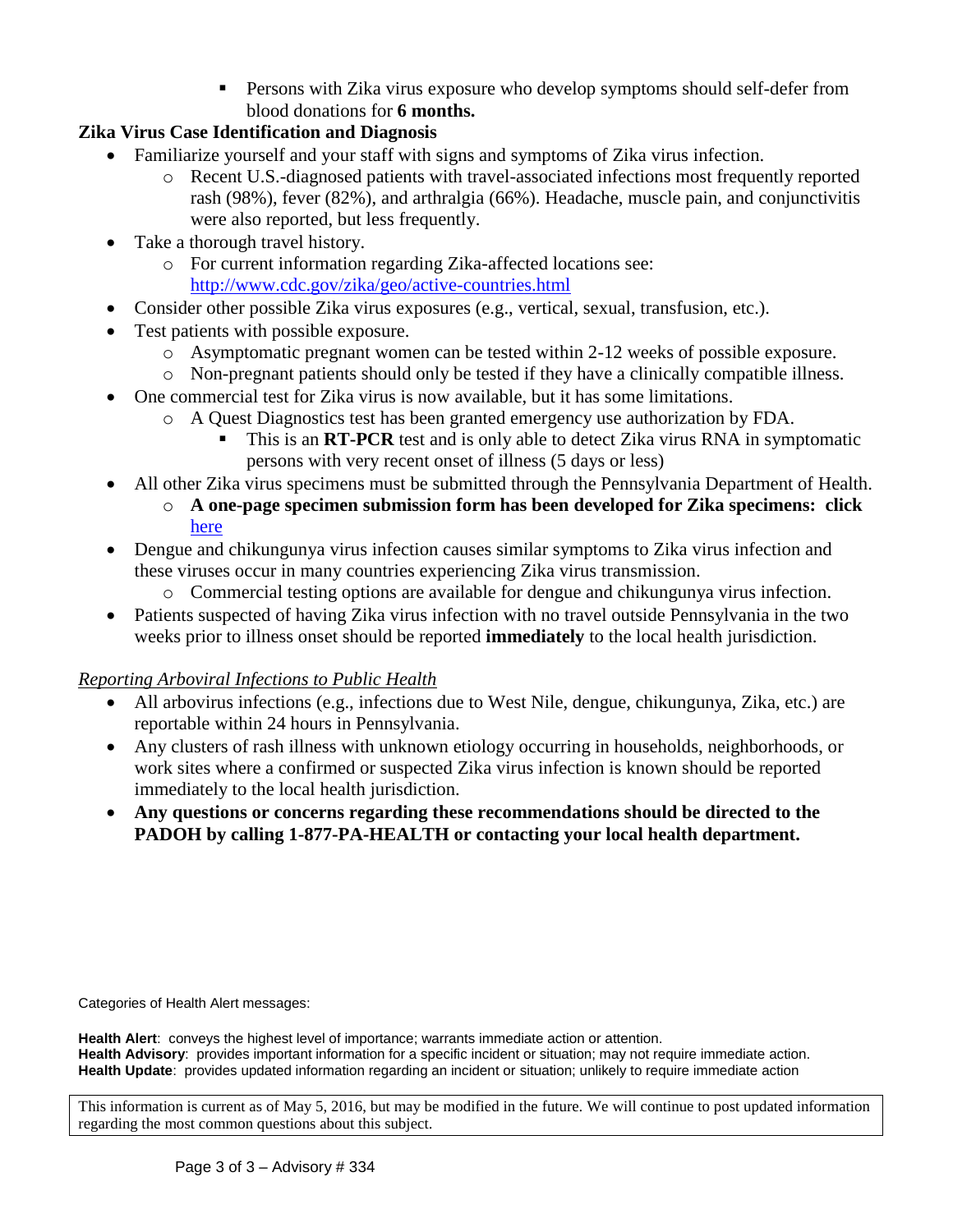- Persons with Zika virus exposure who develop symptoms should self-defer from blood donations for **6 months.**

**Zika Virus Case Identification and Diagnosis**

- Familiarize yourself and your staff with signs and symptoms of Zika virus infection.
    - Recent U.S.-diagnosed patients with travel-associated infections most frequently reported rash (98%), fever (82%), and arthralgia (66%). Headache, muscle pain, and conjunctivitis were also reported, but less frequently.
- Take a thorough travel history.
    - For current information regarding Zika-affected locations see: http://www.cdc.gov/zika/geo/active-countries.html
- Consider other possible Zika virus exposures (e.g., vertical, sexual, transfusion, etc.).
- Test patients with possible exposure.
    - Asymptomatic pregnant women can be tested within 2-12 weeks of possible exposure.
    - Non-pregnant patients should only be tested if they have a clinically compatible illness.
- One commercial test for Zika virus is now available, but it has some limitations.
    - A Quest Diagnostics test has been granted emergency use authorization by FDA.
        - This is an **RT-PCR** test and is only able to detect Zika virus RNA in symptomatic persons with very recent onset of illness (5 days or less)
- All other Zika virus specimens must be submitted through the Pennsylvania Department of Health.
    - **A one-page specimen submission form has been developed for Zika specimens: click** here
- Dengue and chikungunya virus infection causes similar symptoms to Zika virus infection and these viruses occur in many countries experiencing Zika virus transmission.
    - Commercial testing options are available for dengue and chikungunya virus infection.
- Patients suspected of having Zika virus infection with no travel outside Pennsylvania in the two weeks prior to illness onset should be reported **immediately** to the local health jurisdiction.

*Reporting Arboviral Infections to Public Health*

- All arbovirus infections (e.g., infections due to West Nile, dengue, chikungunya, Zika, etc.) are reportable within 24 hours in Pennsylvania.
- Any clusters of rash illness with unknown etiology occurring in households, neighborhoods, or work sites where a confirmed or suspected Zika virus infection is known should be reported immediately to the local health jurisdiction.
- **Any questions or concerns regarding these recommendations should be directed to the PADOH by calling 1-877-PA-HEALTH or contacting your local health department.**

Categories of Health Alert messages:

**Health Alert**: conveys the highest level of importance; warrants immediate action or attention.
**Health Advisory**: provides important information for a specific incident or situation; may not require immediate action.
**Health Update**: provides updated information regarding an incident or situation; unlikely to require immediate action

This information is current as of May 5, 2016, but may be modified in the future. We will continue to post updated information regarding the most common questions about this subject.